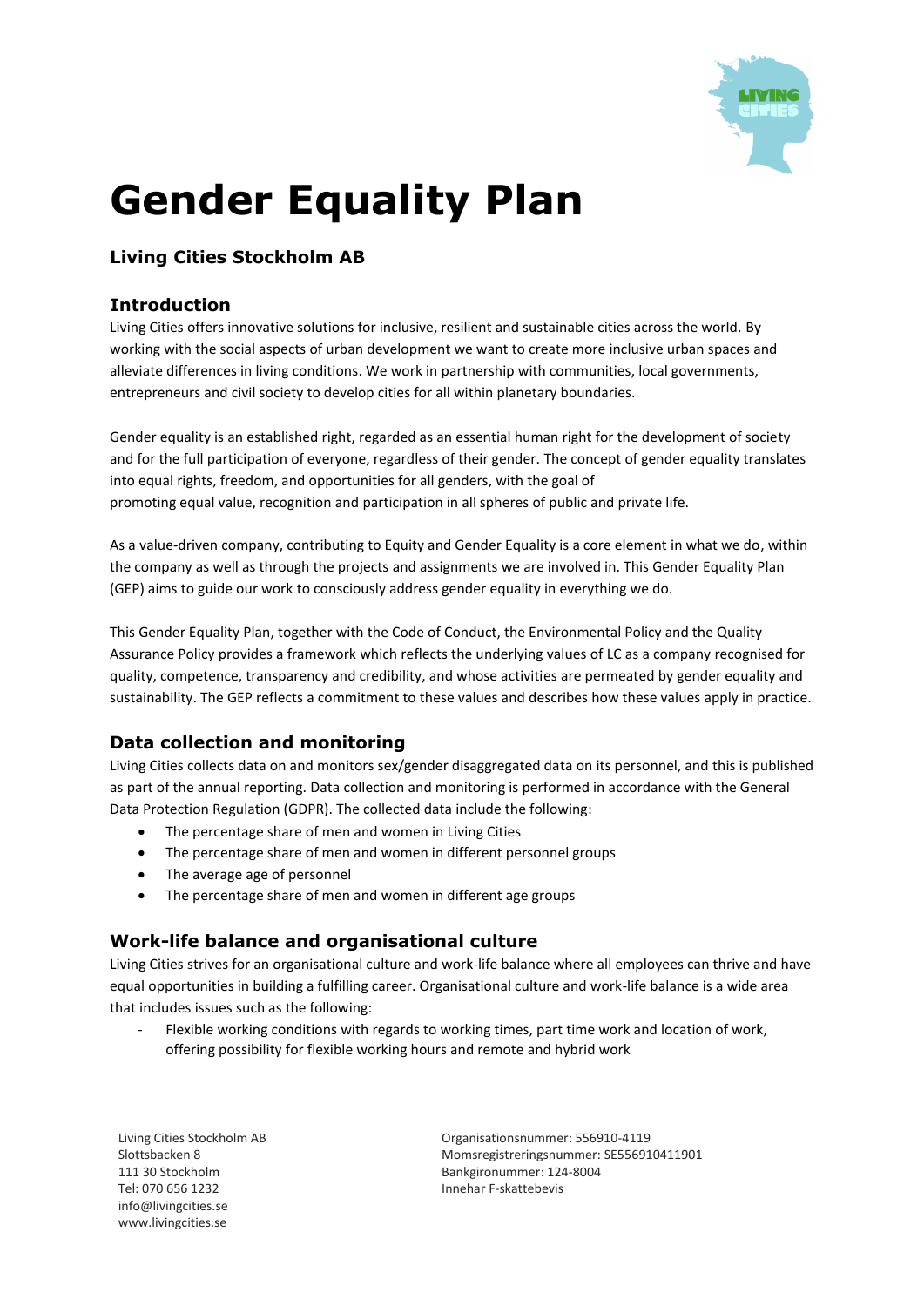# Gender Equality Plan

### Living Cities Stockholm AB

## Introduction

Living Cities offers innovative solutions for inclusive, resilient and sustainable cities across the world. By working with the social aspects of urban development we want to create more inclusive urban spaces and alleviate differences in living conditions. We work in partnership with communities, local governments, entrepreneurs and civil society to develop cities for all within planetary boundaries.

Gender equality is an established right, regarded as an essential human right for the development of society and for the full participation of everyone, regardless of their gender. The concept of gender equality translates into equal rights, freedom, and opportunities for all genders, with the goal of promoting equal value, recognition and participation in all spheres of public and private life.

As a value-driven company, contributing to Equity and Gender Equality is a core element in what we do, within the company as well as through the projects and assignments we are involved in. This Gender Equality Plan (GEP) aims to guide our work to consciously address gender equality in everything we do.

This Gender Equality Plan, together with the Code of Conduct, the Environmental Policy and the Quality Assurance Policy provides a framework which reflects the underlying values of LC as a company recognised for quality, competence, transparency and credibility, and whose activities are permeated by gender equality and sustainability. The GEP reflects a commitment to these values and describes how these values apply in practice.

## Data collection and monitoring

Living Cities collects data on and monitors sex/gender disaggregated data on its personnel, and this is published as part of the annual reporting. Data collection and monitoring is performed in accordance with the General Data Protection Regulation (GDPR). The collected data include the following:

- The percentage share of men and women in Living Cities
- The percentage share of men and women in different personnel groups
- The average age of personnel
- The percentage share of men and women in different age groups

## Work-life balance and organisational culture

Living Cities strives for an organisational culture and work-life balance where all employees can thrive and have equal opportunities in building a fulfilling career. Organisational culture and work-life balance is a wide area that includes issues such as the following:

- Flexible working conditions with regards to working times, part time work and location of work, offering possibility for flexible working hours and remote and hybrid work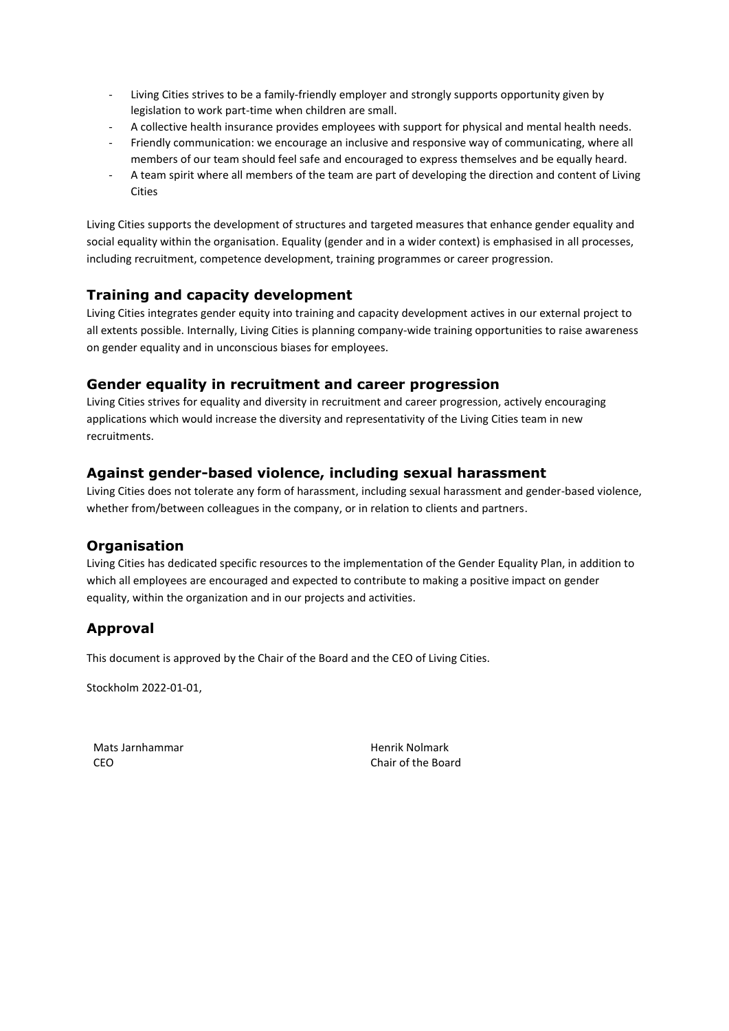- Living Cities strives to be a family-friendly employer and strongly supports opportunity given by legislation to work part-time when children are small.
- A collective health insurance provides employees with support for physical and mental health needs.
- Friendly communication: we encourage an inclusive and responsive way of communicating, where all members of our team should feel safe and encouraged to express themselves and be equally heard.
- A team spirit where all members of the team are part of developing the direction and content of Living Cities

Living Cities supports the development of structures and targeted measures that enhance gender equality and social equality within the organisation. Equality (gender and in a wider context) is emphasised in all processes, including recruitment, competence development, training programmes or career progression.

## Training and capacity development

Living Cities integrates gender equity into training and capacity development actives in our external project to all extents possible. Internally, Living Cities is planning company-wide training opportunities to raise awareness on gender equality and in unconscious biases for employees.

## Gender equality in recruitment and career progression

Living Cities strives for equality and diversity in recruitment and career progression, actively encouraging applications which would increase the diversity and representativity of the Living Cities team in new recruitments.

## Against gender-based violence, including sexual harassment

Living Cities does not tolerate any form of harassment, including sexual harassment and gender-based violence, whether from/between colleagues in the company, or in relation to clients and partners.

## Organisation

Living Cities has dedicated specific resources to the implementation of the Gender Equality Plan, in addition to which all employees are encouraged and expected to contribute to making a positive impact on gender equality, within the organization and in our projects and activities.

## Approval

This document is approved by the Chair of the Board and the CEO of Living Cities.

Stockholm 2022-01-01,

Mats Jarnhammar
CEO

Henrik Nolmark
Chair of the Board